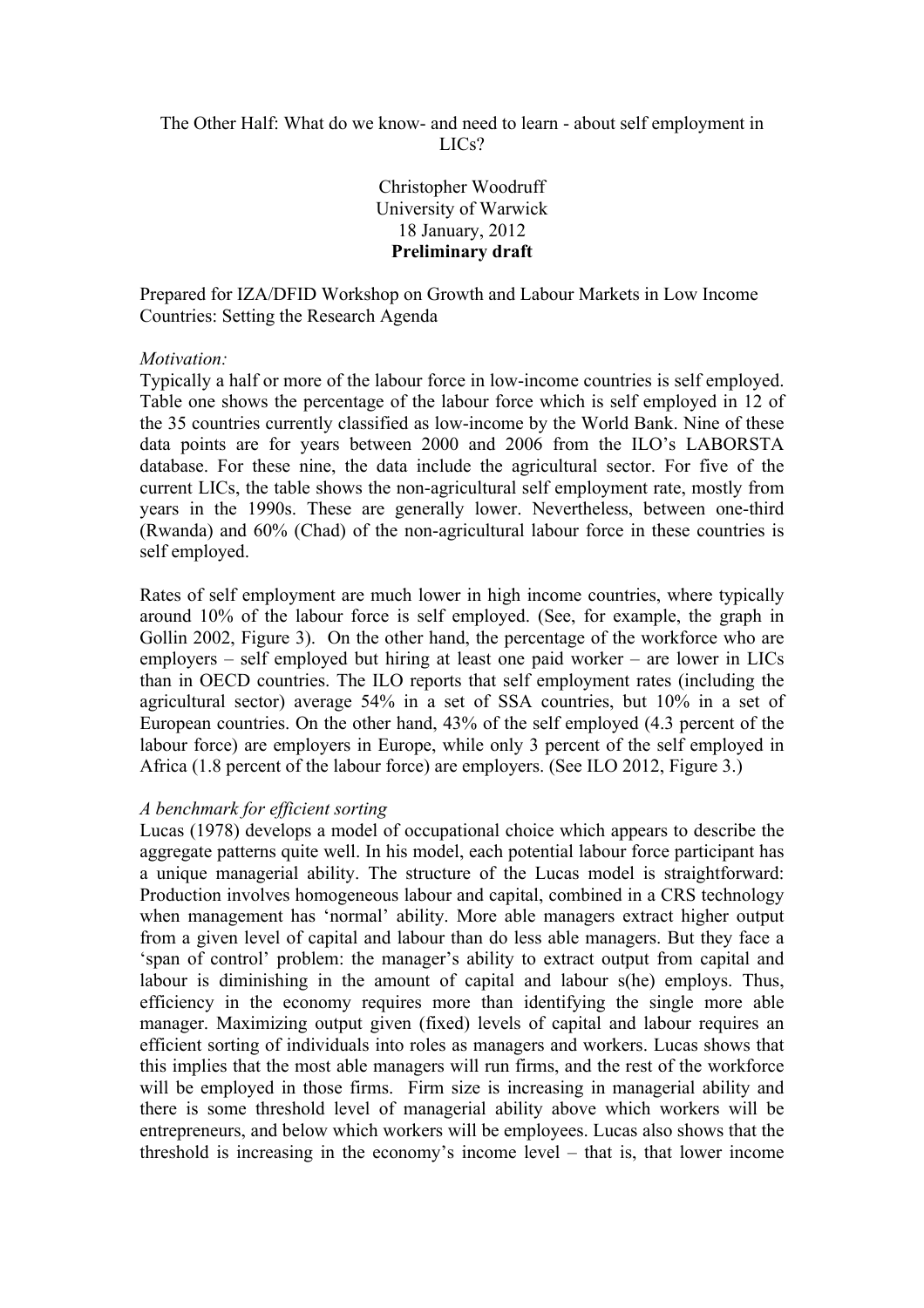The Other Half: What do we know- and need to learn - about self employment in LICs?

Christopher Woodruff
University of Warwick
18 January, 2012
**Preliminary draft**

Prepared for IZA/DFID Workshop on Growth and Labour Markets in Low Income Countries: Setting the Research Agenda

*Motivation:*

Typically a half or more of the labour force in low-income countries is self employed. Table one shows the percentage of the labour force which is self employed in 12 of the 35 countries currently classified as low-income by the World Bank. Nine of these data points are for years between 2000 and 2006 from the ILO's LABORSTA database. For these nine, the data include the agricultural sector. For five of the current LICs, the table shows the non-agricultural self employment rate, mostly from years in the 1990s. These are generally lower. Nevertheless, between one-third (Rwanda) and 60% (Chad) of the non-agricultural labour force in these countries is self employed.

Rates of self employment are much lower in high income countries, where typically around 10% of the labour force is self employed. (See, for example, the graph in Gollin 2002, Figure 3). On the other hand, the percentage of the workforce who are employers – self employed but hiring at least one paid worker – are lower in LICs than in OECD countries. The ILO reports that self employment rates (including the agricultural sector) average 54% in a set of SSA countries, but 10% in a set of European countries. On the other hand, 43% of the self employed (4.3 percent of the labour force) are employers in Europe, while only 3 percent of the self employed in Africa (1.8 percent of the labour force) are employers. (See ILO 2012, Figure 3.)

*A benchmark for efficient sorting*

Lucas (1978) develops a model of occupational choice which appears to describe the aggregate patterns quite well. In his model, each potential labour force participant has a unique managerial ability. The structure of the Lucas model is straightforward: Production involves homogeneous labour and capital, combined in a CRS technology when management has 'normal' ability. More able managers extract higher output from a given level of capital and labour than do less able managers. But they face a 'span of control' problem: the manager's ability to extract output from capital and labour is diminishing in the amount of capital and labour s(he) employs. Thus, efficiency in the economy requires more than identifying the single more able manager. Maximizing output given (fixed) levels of capital and labour requires an efficient sorting of individuals into roles as managers and workers. Lucas shows that this implies that the most able managers will run firms, and the rest of the workforce will be employed in those firms. Firm size is increasing in managerial ability and there is some threshold level of managerial ability above which workers will be entrepreneurs, and below which workers will be employees. Lucas also shows that the threshold is increasing in the economy's income level – that is, that lower income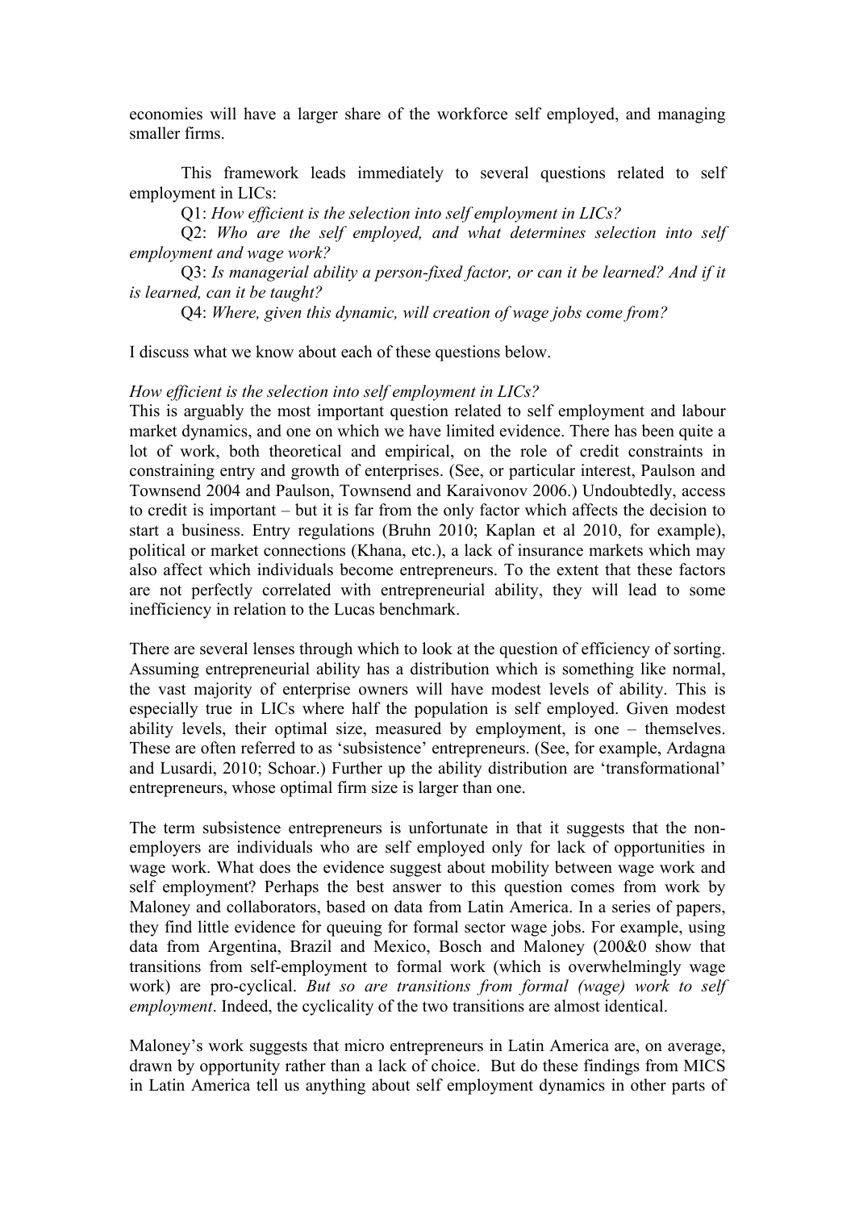economies will have a larger share of the workforce self employed, and managing smaller firms.

This framework leads immediately to several questions related to self employment in LICs:

Q1: *How efficient is the selection into self employment in LICs?*

Q2: *Who are the self employed, and what determines selection into self employment and wage work?*

Q3: *Is managerial ability a person-fixed factor, or can it be learned? And if it is learned, can it be taught?*

Q4: *Where, given this dynamic, will creation of wage jobs come from?*

I discuss what we know about each of these questions below.

*How efficient is the selection into self employment in LICs?*

This is arguably the most important question related to self employment and labour market dynamics, and one on which we have limited evidence. There has been quite a lot of work, both theoretical and empirical, on the role of credit constraints in constraining entry and growth of enterprises. (See, or particular interest, Paulson and Townsend 2004 and Paulson, Townsend and Karaivonov 2006.) Undoubtedly, access to credit is important – but it is far from the only factor which affects the decision to start a business. Entry regulations (Bruhn 2010; Kaplan et al 2010, for example), political or market connections (Khana, etc.), a lack of insurance markets which may also affect which individuals become entrepreneurs. To the extent that these factors are not perfectly correlated with entrepreneurial ability, they will lead to some inefficiency in relation to the Lucas benchmark.

There are several lenses through which to look at the question of efficiency of sorting. Assuming entrepreneurial ability has a distribution which is something like normal, the vast majority of enterprise owners will have modest levels of ability. This is especially true in LICs where half the population is self employed. Given modest ability levels, their optimal size, measured by employment, is one – themselves. These are often referred to as 'subsistence' entrepreneurs. (See, for example, Ardagna and Lusardi, 2010; Schoar.) Further up the ability distribution are 'transformational' entrepreneurs, whose optimal firm size is larger than one.

The term subsistence entrepreneurs is unfortunate in that it suggests that the non-employers are individuals who are self employed only for lack of opportunities in wage work. What does the evidence suggest about mobility between wage work and self employment? Perhaps the best answer to this question comes from work by Maloney and collaborators, based on data from Latin America. In a series of papers, they find little evidence for queuing for formal sector wage jobs. For example, using data from Argentina, Brazil and Mexico, Bosch and Maloney (200&0 show that transitions from self-employment to formal work (which is overwhelmingly wage work) are pro-cyclical. *But so are transitions from formal (wage) work to self employment*. Indeed, the cyclicality of the two transitions are almost identical.

Maloney's work suggests that micro entrepreneurs in Latin America are, on average, drawn by opportunity rather than a lack of choice. But do these findings from MICS in Latin America tell us anything about self employment dynamics in other parts of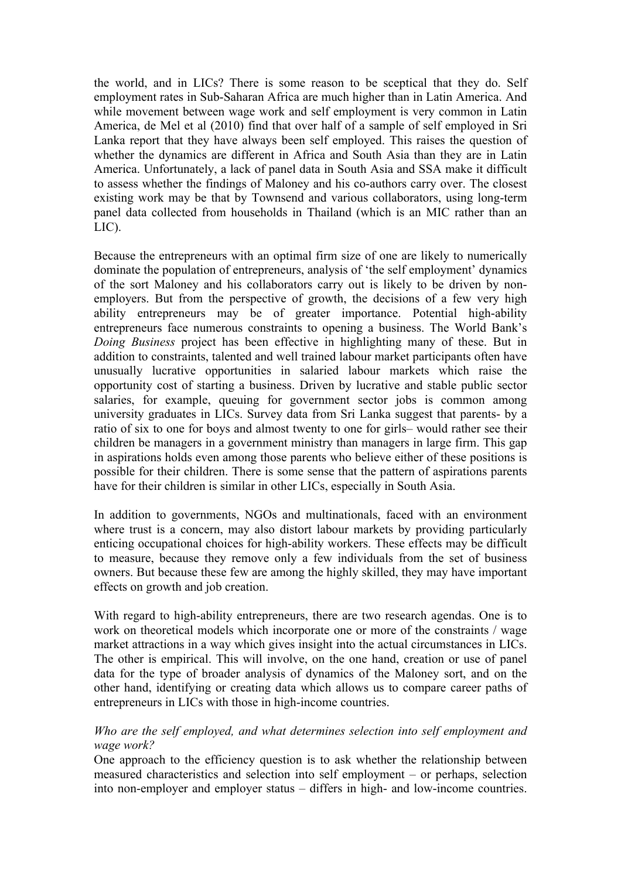the world, and in LICs? There is some reason to be sceptical that they do. Self employment rates in Sub-Saharan Africa are much higher than in Latin America. And while movement between wage work and self employment is very common in Latin America, de Mel et al (2010) find that over half of a sample of self employed in Sri Lanka report that they have always been self employed. This raises the question of whether the dynamics are different in Africa and South Asia than they are in Latin America. Unfortunately, a lack of panel data in South Asia and SSA make it difficult to assess whether the findings of Maloney and his co-authors carry over. The closest existing work may be that by Townsend and various collaborators, using long-term panel data collected from households in Thailand (which is an MIC rather than an LIC).

Because the entrepreneurs with an optimal firm size of one are likely to numerically dominate the population of entrepreneurs, analysis of 'the self employment' dynamics of the sort Maloney and his collaborators carry out is likely to be driven by non-employers. But from the perspective of growth, the decisions of a few very high ability entrepreneurs may be of greater importance. Potential high-ability entrepreneurs face numerous constraints to opening a business. The World Bank's *Doing Business* project has been effective in highlighting many of these. But in addition to constraints, talented and well trained labour market participants often have unusually lucrative opportunities in salaried labour markets which raise the opportunity cost of starting a business. Driven by lucrative and stable public sector salaries, for example, queuing for government sector jobs is common among university graduates in LICs. Survey data from Sri Lanka suggest that parents- by a ratio of six to one for boys and almost twenty to one for girls– would rather see their children be managers in a government ministry than managers in large firm. This gap in aspirations holds even among those parents who believe either of these positions is possible for their children. There is some sense that the pattern of aspirations parents have for their children is similar in other LICs, especially in South Asia.

In addition to governments, NGOs and multinationals, faced with an environment where trust is a concern, may also distort labour markets by providing particularly enticing occupational choices for high-ability workers. These effects may be difficult to measure, because they remove only a few individuals from the set of business owners. But because these few are among the highly skilled, they may have important effects on growth and job creation.

With regard to high-ability entrepreneurs, there are two research agendas. One is to work on theoretical models which incorporate one or more of the constraints / wage market attractions in a way which gives insight into the actual circumstances in LICs. The other is empirical. This will involve, on the one hand, creation or use of panel data for the type of broader analysis of dynamics of the Maloney sort, and on the other hand, identifying or creating data which allows us to compare career paths of entrepreneurs in LICs with those in high-income countries.

*Who are the self employed, and what determines selection into self employment and wage work?*

One approach to the efficiency question is to ask whether the relationship between measured characteristics and selection into self employment – or perhaps, selection into non-employer and employer status – differs in high- and low-income countries.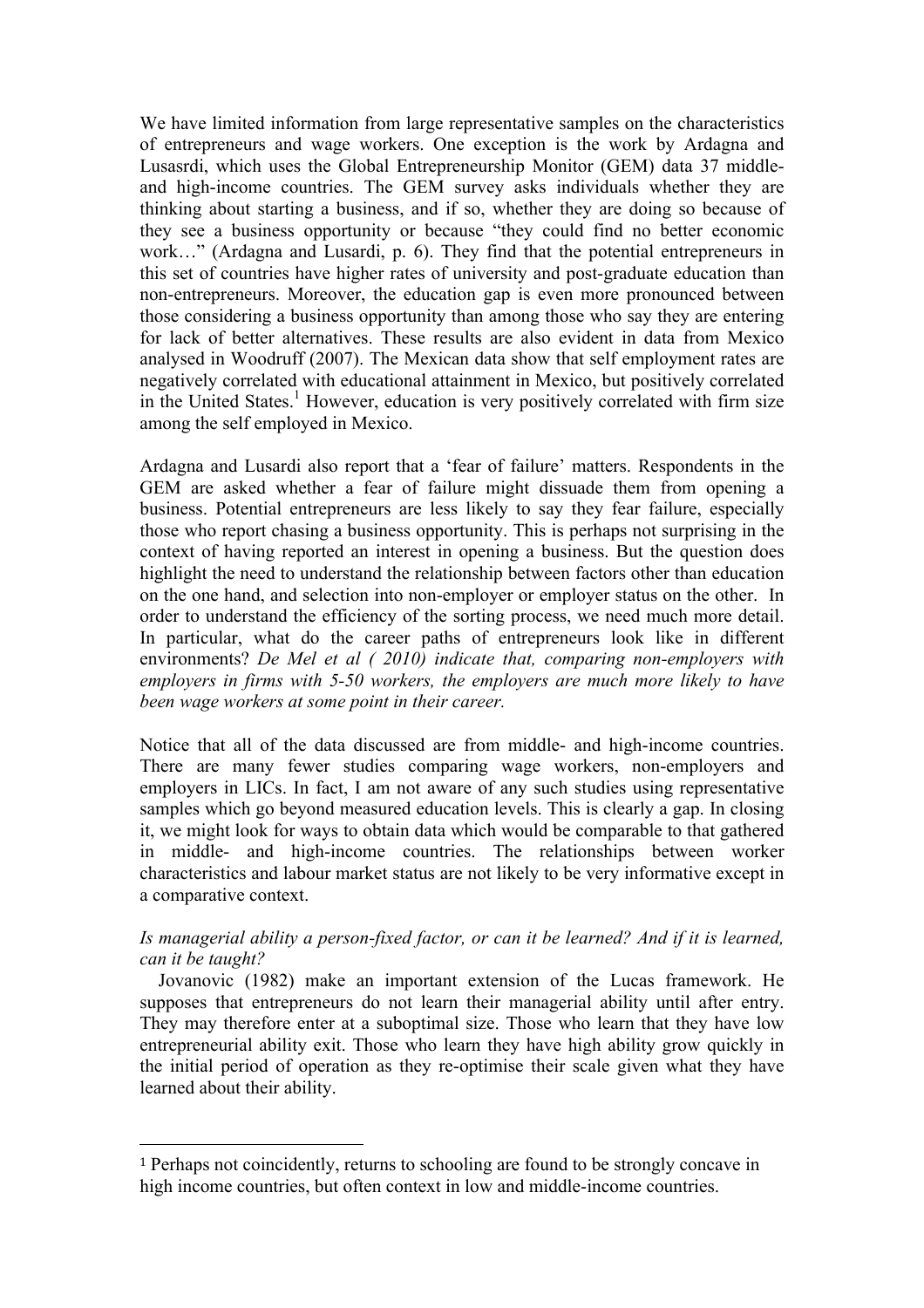We have limited information from large representative samples on the characteristics of entrepreneurs and wage workers. One exception is the work by Ardagna and Lusasrdi, which uses the Global Entrepreneurship Monitor (GEM) data 37 middle- and high-income countries. The GEM survey asks individuals whether they are thinking about starting a business, and if so, whether they are doing so because of they see a business opportunity or because "they could find no better economic work…" (Ardagna and Lusardi, p. 6). They find that the potential entrepreneurs in this set of countries have higher rates of university and post-graduate education than non-entrepreneurs. Moreover, the education gap is even more pronounced between those considering a business opportunity than among those who say they are entering for lack of better alternatives. These results are also evident in data from Mexico analysed in Woodruff (2007). The Mexican data show that self employment rates are negatively correlated with educational attainment in Mexico, but positively correlated in the United States.[1] However, education is very positively correlated with firm size among the self employed in Mexico.

Ardagna and Lusardi also report that a 'fear of failure' matters. Respondents in the GEM are asked whether a fear of failure might dissuade them from opening a business. Potential entrepreneurs are less likely to say they fear failure, especially those who report chasing a business opportunity. This is perhaps not surprising in the context of having reported an interest in opening a business. But the question does highlight the need to understand the relationship between factors other than education on the one hand, and selection into non-employer or employer status on the other. In order to understand the efficiency of the sorting process, we need much more detail. In particular, what do the career paths of entrepreneurs look like in different environments? *De Mel et al ( 2010) indicate that, comparing non-employers with employers in firms with 5-50 workers, the employers are much more likely to have been wage workers at some point in their career.*

Notice that all of the data discussed are from middle- and high-income countries. There are many fewer studies comparing wage workers, non-employers and employers in LICs. In fact, I am not aware of any such studies using representative samples which go beyond measured education levels. This is clearly a gap. In closing it, we might look for ways to obtain data which would be comparable to that gathered in middle- and high-income countries. The relationships between worker characteristics and labour market status are not likely to be very informative except in a comparative context.

*Is managerial ability a person-fixed factor, or can it be learned? And if it is learned, can it be taught?*

Jovanovic (1982) make an important extension of the Lucas framework. He supposes that entrepreneurs do not learn their managerial ability until after entry. They may therefore enter at a suboptimal size. Those who learn that they have low entrepreneurial ability exit. Those who learn they have high ability grow quickly in the initial period of operation as they re-optimise their scale given what they have learned about their ability.

---

[1] Perhaps not coincidently, returns to schooling are found to be strongly concave in high income countries, but often context in low and middle-income countries.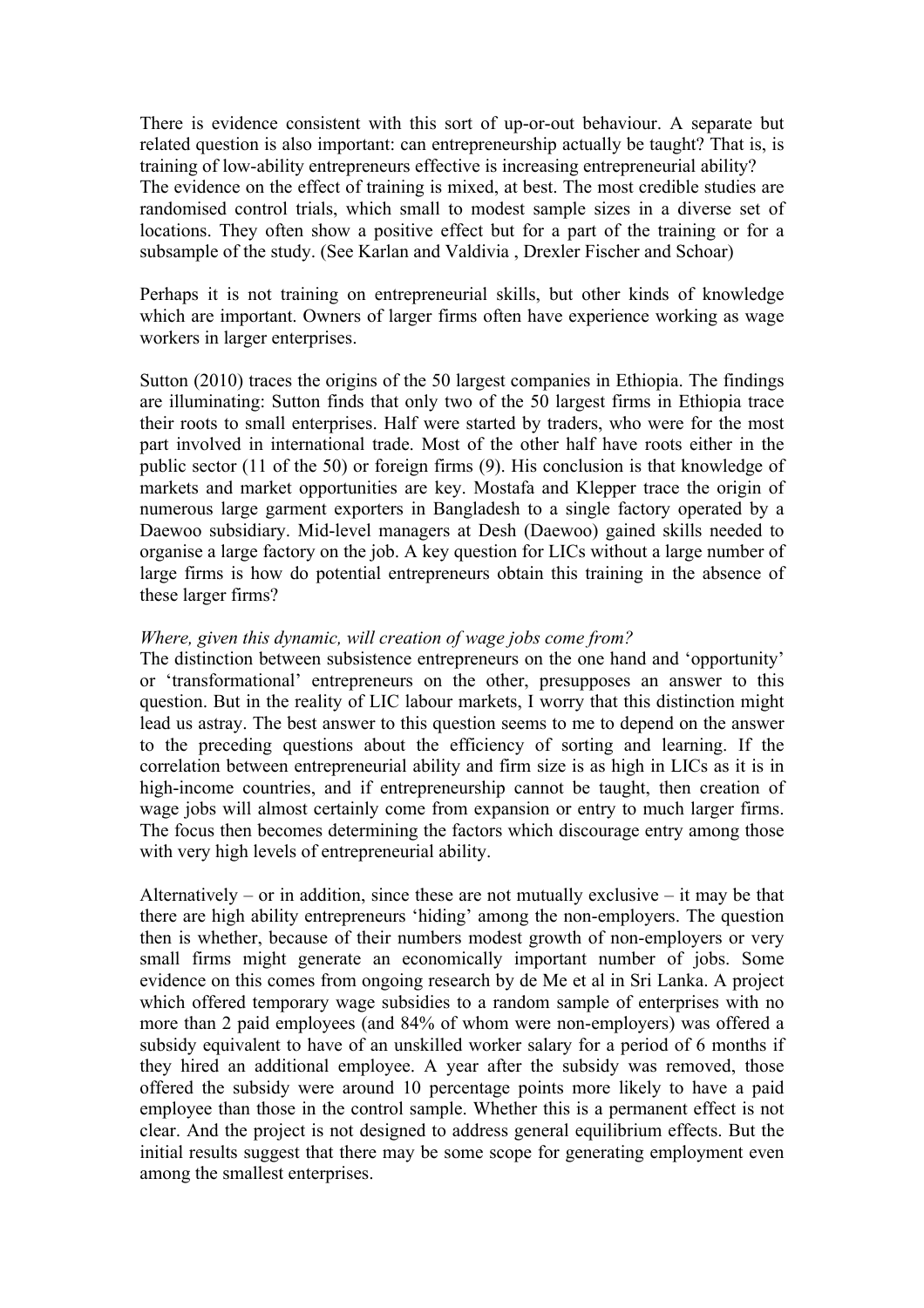There is evidence consistent with this sort of up-or-out behaviour. A separate but related question is also important: can entrepreneurship actually be taught? That is, is training of low-ability entrepreneurs effective is increasing entrepreneurial ability?
The evidence on the effect of training is mixed, at best. The most credible studies are randomised control trials, which small to modest sample sizes in a diverse set of locations. They often show a positive effect but for a part of the training or for a subsample of the study. (See Karlan and Valdivia , Drexler Fischer and Schoar)

Perhaps it is not training on entrepreneurial skills, but other kinds of knowledge which are important. Owners of larger firms often have experience working as wage workers in larger enterprises.

Sutton (2010) traces the origins of the 50 largest companies in Ethiopia. The findings are illuminating: Sutton finds that only two of the 50 largest firms in Ethiopia trace their roots to small enterprises. Half were started by traders, who were for the most part involved in international trade. Most of the other half have roots either in the public sector (11 of the 50) or foreign firms (9). His conclusion is that knowledge of markets and market opportunities are key. Mostafa and Klepper trace the origin of numerous large garment exporters in Bangladesh to a single factory operated by a Daewoo subsidiary. Mid-level managers at Desh (Daewoo) gained skills needed to organise a large factory on the job. A key question for LICs without a large number of large firms is how do potential entrepreneurs obtain this training in the absence of these larger firms?

*Where, given this dynamic, will creation of wage jobs come from?*
The distinction between subsistence entrepreneurs on the one hand and 'opportunity' or 'transformational' entrepreneurs on the other, presupposes an answer to this question. But in the reality of LIC labour markets, I worry that this distinction might lead us astray. The best answer to this question seems to me to depend on the answer to the preceding questions about the efficiency of sorting and learning. If the correlation between entrepreneurial ability and firm size is as high in LICs as it is in high-income countries, and if entrepreneurship cannot be taught, then creation of wage jobs will almost certainly come from expansion or entry to much larger firms. The focus then becomes determining the factors which discourage entry among those with very high levels of entrepreneurial ability.

Alternatively – or in addition, since these are not mutually exclusive – it may be that there are high ability entrepreneurs 'hiding' among the non-employers. The question then is whether, because of their numbers modest growth of non-employers or very small firms might generate an economically important number of jobs. Some evidence on this comes from ongoing research by de Me et al in Sri Lanka. A project which offered temporary wage subsidies to a random sample of enterprises with no more than 2 paid employees (and 84% of whom were non-employers) was offered a subsidy equivalent to have of an unskilled worker salary for a period of 6 months if they hired an additional employee. A year after the subsidy was removed, those offered the subsidy were around 10 percentage points more likely to have a paid employee than those in the control sample. Whether this is a permanent effect is not clear. And the project is not designed to address general equilibrium effects. But the initial results suggest that there may be some scope for generating employment even among the smallest enterprises.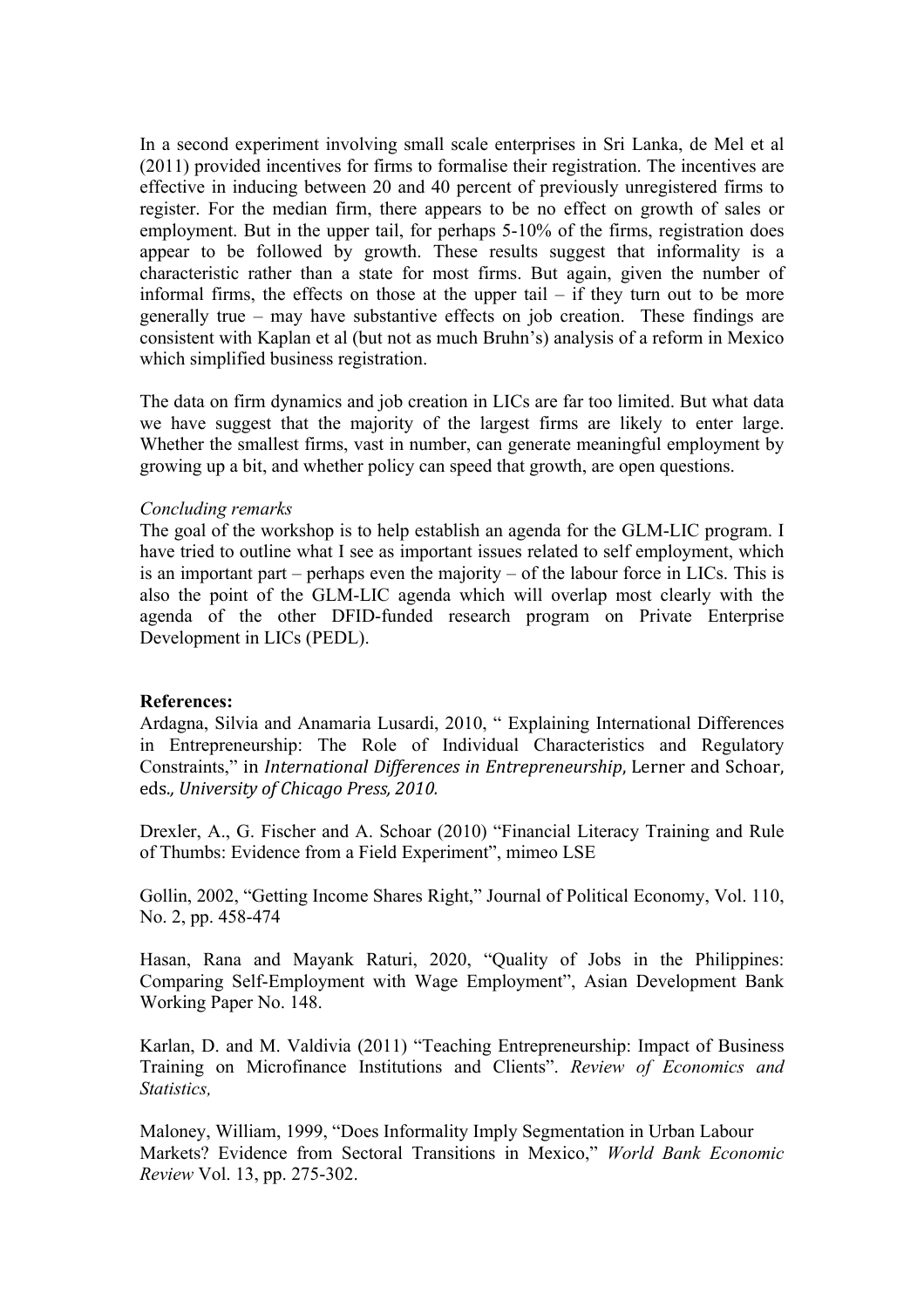In a second experiment involving small scale enterprises in Sri Lanka, de Mel et al (2011) provided incentives for firms to formalise their registration. The incentives are effective in inducing between 20 and 40 percent of previously unregistered firms to register. For the median firm, there appears to be no effect on growth of sales or employment. But in the upper tail, for perhaps 5-10% of the firms, registration does appear to be followed by growth. These results suggest that informality is a characteristic rather than a state for most firms. But again, given the number of informal firms, the effects on those at the upper tail – if they turn out to be more generally true – may have substantive effects on job creation. These findings are consistent with Kaplan et al (but not as much Bruhn's) analysis of a reform in Mexico which simplified business registration.

The data on firm dynamics and job creation in LICs are far too limited. But what data we have suggest that the majority of the largest firms are likely to enter large. Whether the smallest firms, vast in number, can generate meaningful employment by growing up a bit, and whether policy can speed that growth, are open questions.

*Concluding remarks*

The goal of the workshop is to help establish an agenda for the GLM-LIC program. I have tried to outline what I see as important issues related to self employment, which is an important part – perhaps even the majority – of the labour force in LICs. This is also the point of the GLM-LIC agenda which will overlap most clearly with the agenda of the other DFID-funded research program on Private Enterprise Development in LICs (PEDL).

**References:**

Ardagna, Silvia and Anamaria Lusardi, 2010, " Explaining International Differences in Entrepreneurship: The Role of Individual Characteristics and Regulatory Constraints," in *International Differences in Entrepreneurship*, Lerner and Schoar, eds*., University of Chicago Press, 2010.*

Drexler, A., G. Fischer and A. Schoar (2010) "Financial Literacy Training and Rule of Thumbs: Evidence from a Field Experiment", mimeo LSE

Gollin, 2002, "Getting Income Shares Right," Journal of Political Economy, Vol. 110, No. 2, pp. 458-474

Hasan, Rana and Mayank Raturi, 2020, "Quality of Jobs in the Philippines: Comparing Self-Employment with Wage Employment", Asian Development Bank Working Paper No. 148.

Karlan, D. and M. Valdivia (2011) "Teaching Entrepreneurship: Impact of Business Training on Microfinance Institutions and Clients". *Review of Economics and Statistics,*

Maloney, William, 1999, "Does Informality Imply Segmentation in Urban Labour Markets? Evidence from Sectoral Transitions in Mexico," *World Bank Economic Review* Vol. 13, pp. 275-302.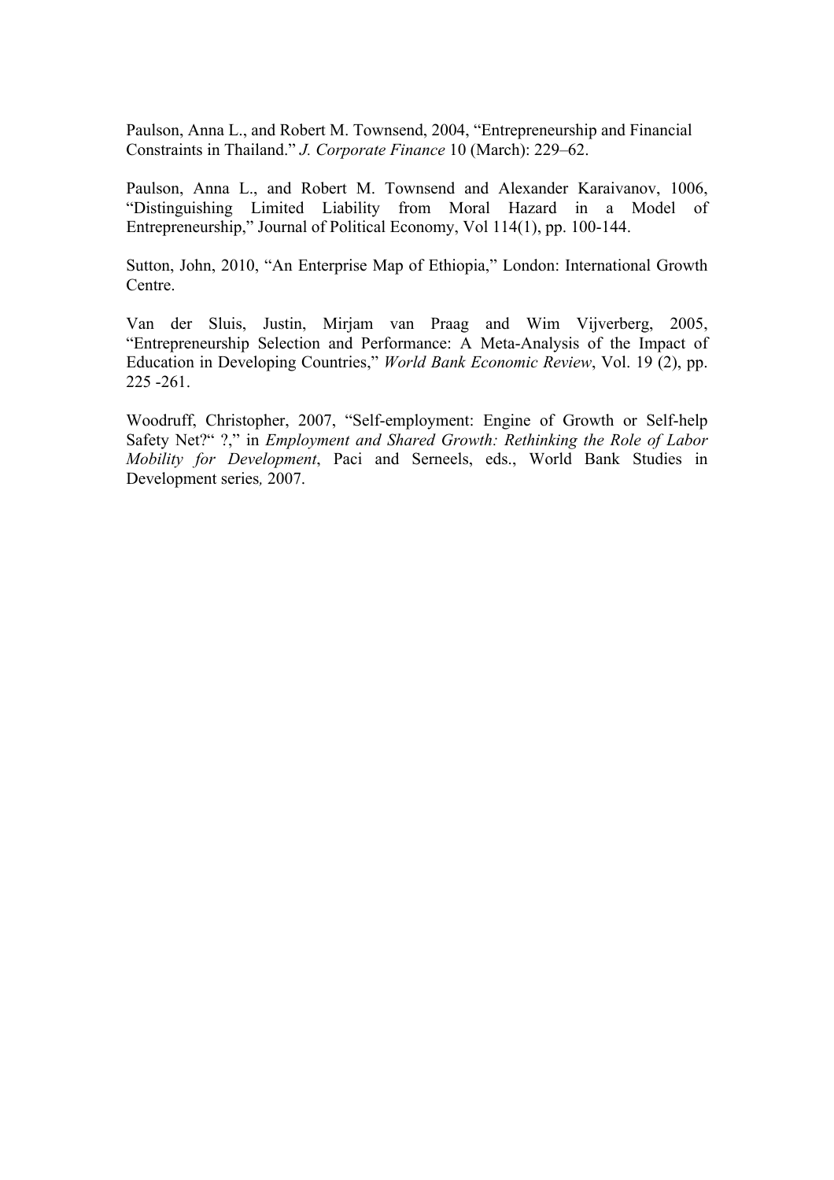Paulson, Anna L., and Robert M. Townsend, 2004, “Entrepreneurship and Financial Constraints in Thailand.” *J. Corporate Finance* 10 (March): 229–62.

Paulson, Anna L., and Robert M. Townsend and Alexander Karaivanov, 1006, “Distinguishing Limited Liability from Moral Hazard in a Model of Entrepreneurship,” Journal of Political Economy, Vol 114(1), pp. 100-144.

Sutton, John, 2010, “An Enterprise Map of Ethiopia,” London: International Growth Centre.

Van der Sluis, Justin, Mirjam van Praag and Wim Vijverberg, 2005, “Entrepreneurship Selection and Performance: A Meta-Analysis of the Impact of Education in Developing Countries,” *World Bank Economic Review*, Vol. 19 (2), pp. 225 -261.

Woodruff, Christopher, 2007, “Self-employment: Engine of Growth or Self-help Safety Net?“ ?,” in *Employment and Shared Growth: Rethinking the Role of Labor Mobility for Development*, Paci and Serneels, eds., World Bank Studies in Development series*,* 2007.